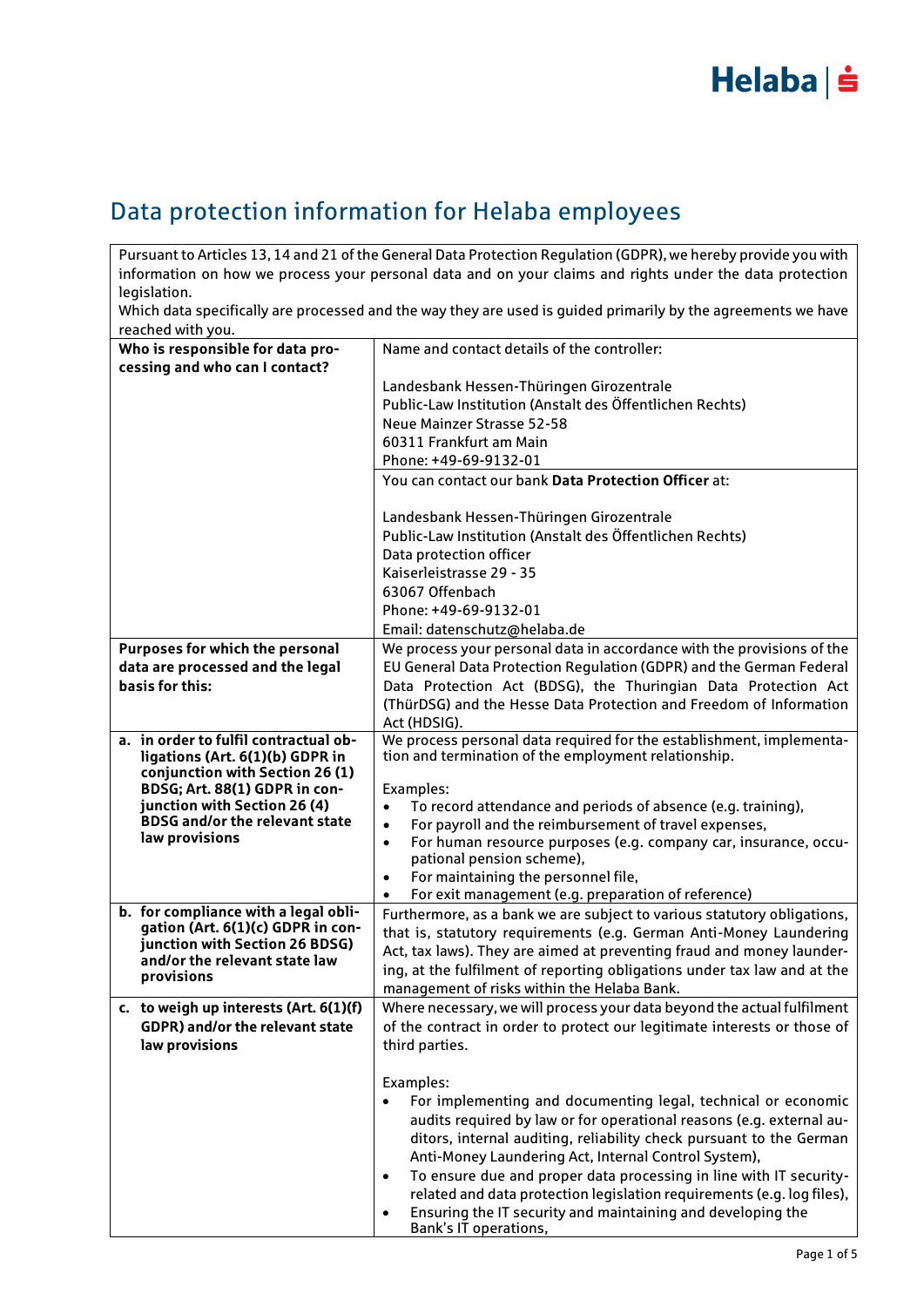# Data protection information for Helaba employees

| Pursuant to Articles 13, 14 and 21 of the General Data Protection Regulation (GDPR), we hereby provide you with information on how we process your personal data and on your claims and rights under the data protection legislation.<br>Which data specifically are processed and the way they are used is guided primarily by the agreements we have reached with you. | |
|---|---|
| **Who is responsible for data processing and who can I contact?** | Name and contact details of the controller:<br><br>Landesbank Hessen-Thüringen Girozentrale<br>Public-Law Institution (Anstalt des Öffentlichen Rechts)<br>Neue Mainzer Strasse 52-58<br>60311 Frankfurt am Main<br>Phone: +49-69-9132-01 |
| | You can contact our bank **Data Protection Officer** at:<br><br>Landesbank Hessen-Thüringen Girozentrale<br>Public-Law Institution (Anstalt des Öffentlichen Rechts)<br>Data protection officer<br>Kaiserleistrasse 29 - 35<br>63067 Offenbach<br>Phone: +49-69-9132-01<br>Email: datenschutz@helaba.de |
| **Purposes for which the personal data are processed and the legal basis for this:** | We process your personal data in accordance with the provisions of the EU General Data Protection Regulation (GDPR) and the German Federal Data Protection Act (BDSG), the Thuringian Data Protection Act (ThürDSG) and the Hesse Data Protection and Freedom of Information Act (HDSIG). |
| **a. in order to fulfil contractual obligations (Art. 6(1)(b) GDPR in conjunction with Section 26 (1) BDSG; Art. 88(1) GDPR in conjunction with Section 26 (4) BDSG and/or the relevant state law provisions** | We process personal data required for the establishment, implementation and termination of the employment relationship.<br><br>Examples:<br>• To record attendance and periods of absence (e.g. training),<br>• For payroll and the reimbursement of travel expenses,<br>• For human resource purposes (e.g. company car, insurance, occupational pension scheme),<br>• For maintaining the personnel file,<br>• For exit management (e.g. preparation of reference) |
| **b. for compliance with a legal obligation (Art. 6(1)(c) GDPR in conjunction with Section 26 BDSG) and/or the relevant state law provisions** | Furthermore, as a bank we are subject to various statutory obligations, that is, statutory requirements (e.g. German Anti-Money Laundering Act, tax laws). They are aimed at preventing fraud and money laundering, at the fulfilment of reporting obligations under tax law and at the management of risks within the Helaba Bank. |
| **c. to weigh up interests (Art. 6(1)(f) GDPR) and/or the relevant state law provisions** | Where necessary, we will process your data beyond the actual fulfilment of the contract in order to protect our legitimate interests or those of third parties.<br><br>Examples:<br>• For implementing and documenting legal, technical or economic audits required by law or for operational reasons (e.g. external auditors, internal auditing, reliability check pursuant to the German Anti-Money Laundering Act, Internal Control System),<br>• To ensure due and proper data processing in line with IT security-related and data protection legislation requirements (e.g. log files),<br>• Ensuring the IT security and maintaining and developing the Bank's IT operations, |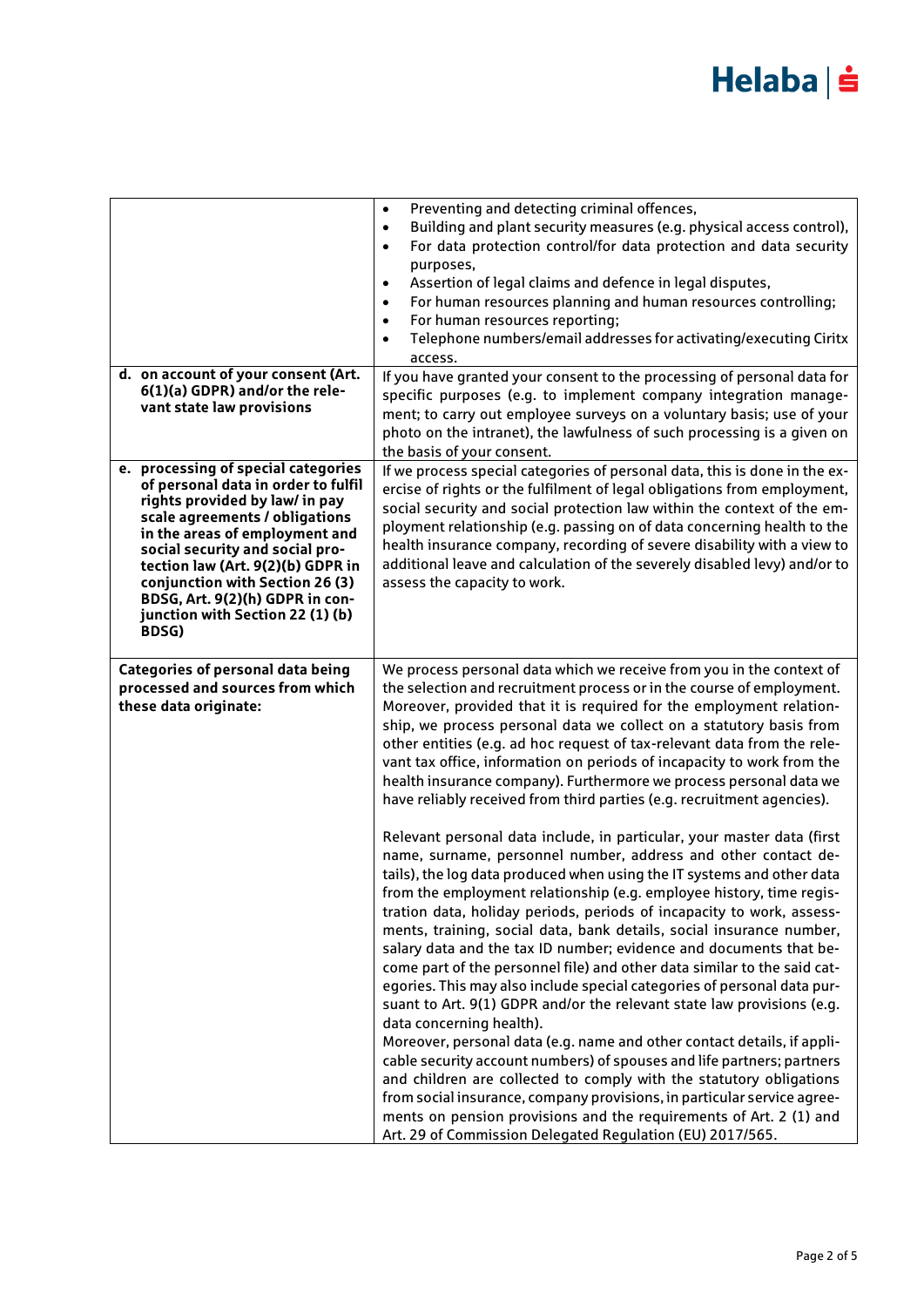| | |
|---|---|
| | • Preventing and detecting criminal offences,<br>• Building and plant security measures (e.g. physical access control),<br>• For data protection control/for data protection and data security purposes,<br>• Assertion of legal claims and defence in legal disputes,<br>• For human resources planning and human resources controlling;<br>• For human resources reporting;<br>• Telephone numbers/email addresses for activating/executing Ciritx access. |
| **d. on account of your consent (Art. 6(1)(a) GDPR) and/or the relevant state law provisions** | If you have granted your consent to the processing of personal data for specific purposes (e.g. to implement company integration management; to carry out employee surveys on a voluntary basis; use of your photo on the intranet), the lawfulness of such processing is a given on the basis of your consent. |
| **e. processing of special categories of personal data in order to fulfil rights provided by law/ in pay scale agreements / obligations in the areas of employment and social security and social protection law (Art. 9(2)(b) GDPR in conjunction with Section 26 (3) BDSG, Art. 9(2)(h) GDPR in conjunction with Section 22 (1) (b) BDSG)** | If we process special categories of personal data, this is done in the exercise of rights or the fulfilment of legal obligations from employment, social security and social protection law within the context of the employment relationship (e.g. passing on of data concerning health to the health insurance company, recording of severe disability with a view to additional leave and calculation of the severely disabled levy) and/or to assess the capacity to work. |
| **Categories of personal data being processed and sources from which these data originate:** | We process personal data which we receive from you in the context of the selection and recruitment process or in the course of employment. Moreover, provided that it is required for the employment relationship, we process personal data we collect on a statutory basis from other entities (e.g. ad hoc request of tax-relevant data from the relevant tax office, information on periods of incapacity to work from the health insurance company). Furthermore we process personal data we have reliably received from third parties (e.g. recruitment agencies).<br><br>Relevant personal data include, in particular, your master data (first name, surname, personnel number, address and other contact details), the log data produced when using the IT systems and other data from the employment relationship (e.g. employee history, time registration data, holiday periods, periods of incapacity to work, assessments, training, social data, bank details, social insurance number, salary data and the tax ID number; evidence and documents that become part of the personnel file) and other data similar to the said categories. This may also include special categories of personal data pursuant to Art. 9(1) GDPR and/or the relevant state law provisions (e.g. data concerning health).<br>Moreover, personal data (e.g. name and other contact details, if applicable security account numbers) of spouses and life partners; partners and children are collected to comply with the statutory obligations from social insurance, company provisions, in particular service agreements on pension provisions and the requirements of Art. 2 (1) and Art. 29 of Commission Delegated Regulation (EU) 2017/565. |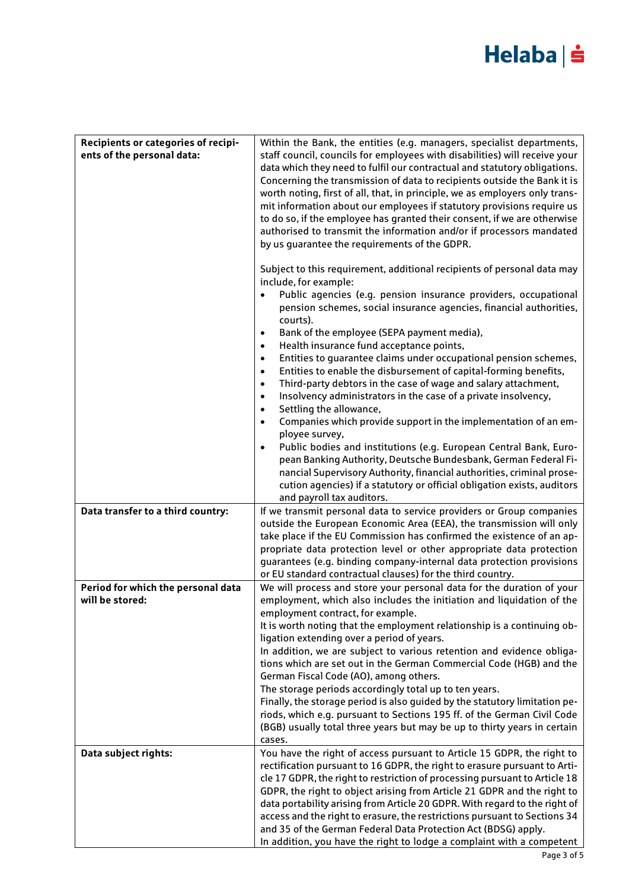| | |
|---|---|
| **Recipients or categories of recipients of the personal data:** | Within the Bank, the entities (e.g. managers, specialist departments, staff council, councils for employees with disabilities) will receive your data which they need to fulfil our contractual and statutory obligations. Concerning the transmission of data to recipients outside the Bank it is worth noting, first of all, that, in principle, we as employers only transmit information about our employees if statutory provisions require us to do so, if the employee has granted their consent, if we are otherwise authorised to transmit the information and/or if processors mandated by us guarantee the requirements of the GDPR.<br><br>Subject to this requirement, additional recipients of personal data may include, for example:<br>• Public agencies (e.g. pension insurance providers, occupational pension schemes, social insurance agencies, financial authorities, courts).<br>• Bank of the employee (SEPA payment media),<br>• Health insurance fund acceptance points,<br>• Entities to guarantee claims under occupational pension schemes,<br>• Entities to enable the disbursement of capital-forming benefits,<br>• Third-party debtors in the case of wage and salary attachment,<br>• Insolvency administrators in the case of a private insolvency,<br>• Settling the allowance,<br>• Companies which provide support in the implementation of an employee survey,<br>• Public bodies and institutions (e.g. European Central Bank, European Banking Authority, Deutsche Bundesbank, German Federal Financial Supervisory Authority, financial authorities, criminal prosecution agencies) if a statutory or official obligation exists, auditors and payroll tax auditors. |
| **Data transfer to a third country:** | If we transmit personal data to service providers or Group companies outside the European Economic Area (EEA), the transmission will only take place if the EU Commission has confirmed the existence of an appropriate data protection level or other appropriate data protection guarantees (e.g. binding company-internal data protection provisions or EU standard contractual clauses) for the third country. |
| **Period for which the personal data will be stored:** | We will process and store your personal data for the duration of your employment, which also includes the initiation and liquidation of the employment contract, for example.<br>It is worth noting that the employment relationship is a continuing obligation extending over a period of years.<br>In addition, we are subject to various retention and evidence obligations which are set out in the German Commercial Code (HGB) and the German Fiscal Code (AO), among others.<br>The storage periods accordingly total up to ten years.<br>Finally, the storage period is also guided by the statutory limitation periods, which e.g. pursuant to Sections 195 ff. of the German Civil Code (BGB) usually total three years but may be up to thirty years in certain cases. |
| **Data subject rights:** | You have the right of access pursuant to Article 15 GDPR, the right to rectification pursuant to 16 GDPR, the right to erasure pursuant to Article 17 GDPR, the right to restriction of processing pursuant to Article 18 GDPR, the right to object arising from Article 21 GDPR and the right to data portability arising from Article 20 GDPR. With regard to the right of access and the right to erasure, the restrictions pursuant to Sections 34 and 35 of the German Federal Data Protection Act (BDSG) apply.<br>In addition, you have the right to lodge a complaint with a competent |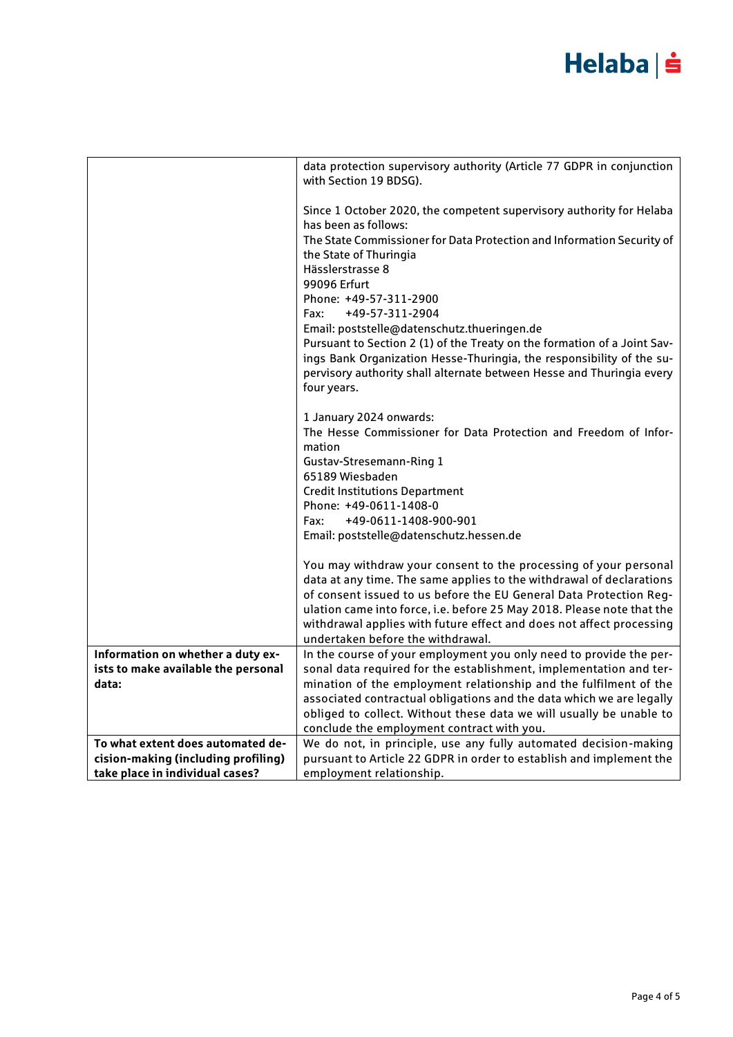| | |
|---|---|
| | data protection supervisory authority (Article 77 GDPR in conjunction with Section 19 BDSG).<br><br>Since 1 October 2020, the competent supervisory authority for Helaba has been as follows:<br>The State Commissioner for Data Protection and Information Security of the State of Thuringia<br>Hässlerstrasse 8<br>99096 Erfurt<br>Phone: +49-57-311-2900<br>Fax: +49-57-311-2904<br>Email: poststelle@datenschutz.thueringen.de<br>Pursuant to Section 2 (1) of the Treaty on the formation of a Joint Savings Bank Organization Hesse-Thuringia, the responsibility of the supervisory authority shall alternate between Hesse and Thuringia every four years.<br><br>1 January 2024 onwards:<br>The Hesse Commissioner for Data Protection and Freedom of Information<br>Gustav-Stresemann-Ring 1<br>65189 Wiesbaden<br>Credit Institutions Department<br>Phone: +49-0611-1408-0<br>Fax: +49-0611-1408-900-901<br>Email: poststelle@datenschutz.hessen.de<br><br>You may withdraw your consent to the processing of your personal data at any time. The same applies to the withdrawal of declarations of consent issued to us before the EU General Data Protection Regulation came into force, i.e. before 25 May 2018. Please note that the withdrawal applies with future effect and does not affect processing undertaken before the withdrawal. |
| **Information on whether a duty exists to make available the personal data:** | In the course of your employment you only need to provide the personal data required for the establishment, implementation and termination of the employment relationship and the fulfilment of the associated contractual obligations and the data which we are legally obliged to collect. Without these data we will usually be unable to conclude the employment contract with you. |
| **To what extent does automated decision-making (including profiling) take place in individual cases?** | We do not, in principle, use any fully automated decision-making pursuant to Article 22 GDPR in order to establish and implement the employment relationship. |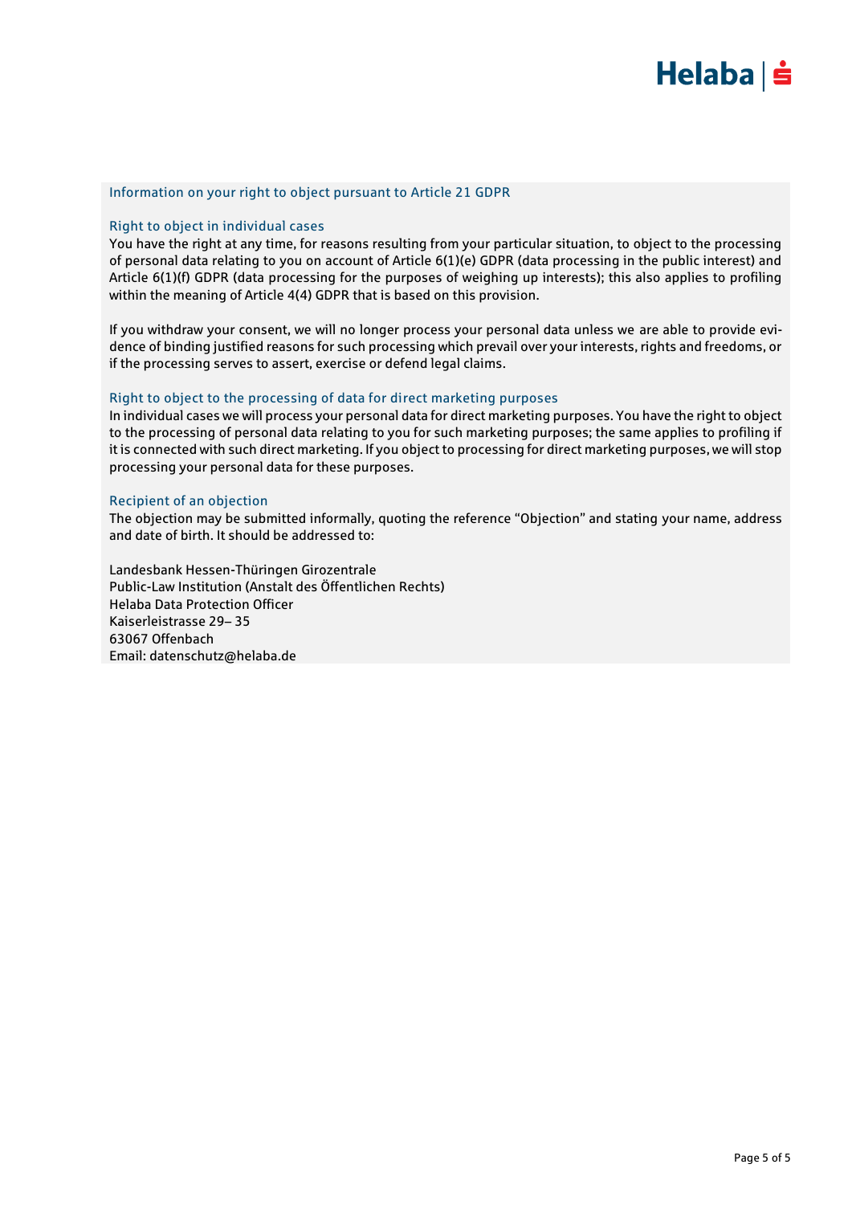## Information on your right to object pursuant to Article 21 GDPR

### Right to object in individual cases

You have the right at any time, for reasons resulting from your particular situation, to object to the processing of personal data relating to you on account of Article 6(1)(e) GDPR (data processing in the public interest) and Article 6(1)(f) GDPR (data processing for the purposes of weighing up interests); this also applies to profiling within the meaning of Article 4(4) GDPR that is based on this provision.

If you withdraw your consent, we will no longer process your personal data unless we are able to provide evidence of binding justified reasons for such processing which prevail over your interests, rights and freedoms, or if the processing serves to assert, exercise or defend legal claims.

### Right to object to the processing of data for direct marketing purposes

In individual cases we will process your personal data for direct marketing purposes. You have the right to object to the processing of personal data relating to you for such marketing purposes; the same applies to profiling if it is connected with such direct marketing. If you object to processing for direct marketing purposes, we will stop processing your personal data for these purposes.

### Recipient of an objection

The objection may be submitted informally, quoting the reference “Objection” and stating your name, address and date of birth. It should be addressed to:

Landesbank Hessen-Thüringen Girozentrale
Public-Law Institution (Anstalt des Öffentlichen Rechts)
Helaba Data Protection Officer
Kaiserleistrasse 29– 35
63067 Offenbach
Email: datenschutz@helaba.de